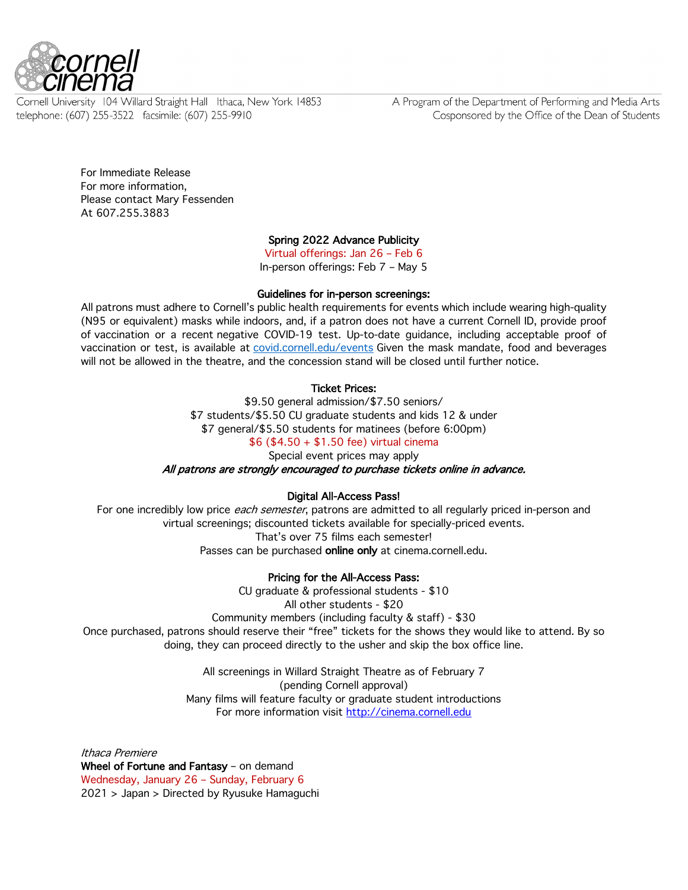cornell cinema

Cornell University 104 Willard Straight Hall Ithaca, New York 14853
telephone: (607) 255-3522 facsimile: (607) 255-9910

A Program of the Department of Performing and Media Arts
Cosponsored by the Office of the Dean of Students

For Immediate Release
For more information,
Please contact Mary Fessenden
At 607.255.3883

**Spring 2022 Advance Publicity**
Virtual offerings: Jan 26 – Feb 6
In-person offerings: Feb 7 – May 5

**Guidelines for in-person screenings:**
All patrons must adhere to Cornell's public health requirements for events which include wearing high-quality (N95 or equivalent) masks while indoors, and, if a patron does not have a current Cornell ID, provide proof of vaccination or a recent negative COVID-19 test. Up-to-date guidance, including acceptable proof of vaccination or test, is available at [covid.cornell.edu/events](covid.cornell.edu/events) Given the mask mandate, food and beverages will not be allowed in the theatre, and the concession stand will be closed until further notice.

**Ticket Prices:**
$9.50 general admission/$7.50 seniors/
$7 students/$5.50 CU graduate students and kids 12 & under
$7 general/$5.50 students for matinees (before 6:00pm)
$6 ($4.50 + $1.50 fee) virtual cinema
Special event prices may apply
***All patrons are strongly encouraged to purchase tickets online in advance.***

**Digital All-Access Pass!**
For one incredibly low price *each semester*, patrons are admitted to all regularly priced in-person and virtual screenings; discounted tickets available for specially-priced events.
That's over 75 films each semester!
Passes can be purchased **online only** at cinema.cornell.edu.

**Pricing for the All-Access Pass:**
CU graduate & professional students - $10
All other students - $20
Community members (including faculty & staff) - $30
Once purchased, patrons should reserve their "free" tickets for the shows they would like to attend. By so doing, they can proceed directly to the usher and skip the box office line.

All screenings in Willard Straight Theatre as of February 7
(pending Cornell approval)
Many films will feature faculty or graduate student introductions
For more information visit [http://cinema.cornell.edu](http://cinema.cornell.edu)

*Ithaca Premiere*
**Wheel of Fortune and Fantasy** – on demand
Wednesday, January 26 – Sunday, February 6
2021 > Japan > Directed by Ryusuke Hamaguchi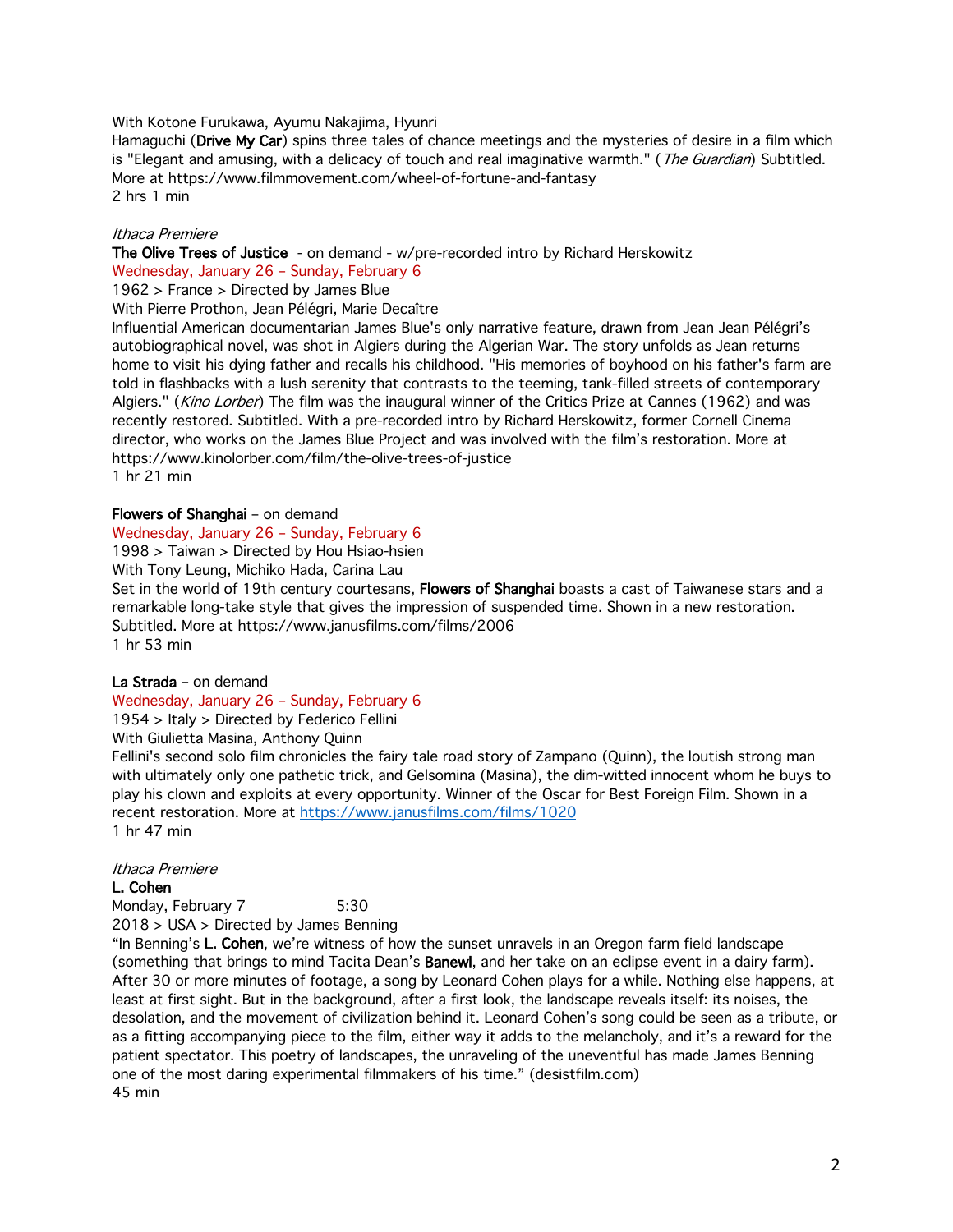With Kotone Furukawa, Ayumu Nakajima, Hyunri

Hamaguchi (**Drive My Car**) spins three tales of chance meetings and the mysteries of desire in a film which is "Elegant and amusing, with a delicacy of touch and real imaginative warmth." (*The Guardian*) Subtitled. More at https://www.filmmovement.com/wheel-of-fortune-and-fantasy

2 hrs 1 min

*Ithaca Premiere*

**The Olive Trees of Justice** - on demand - w/pre-recorded intro by Richard Herskowitz

Wednesday, January 26 – Sunday, February 6

1962 > France > Directed by James Blue

With Pierre Prothon, Jean Pélégri, Marie Decaître

Influential American documentarian James Blue's only narrative feature, drawn from Jean Jean Pélégri's autobiographical novel, was shot in Algiers during the Algerian War. The story unfolds as Jean returns home to visit his dying father and recalls his childhood. "His memories of boyhood on his father's farm are told in flashbacks with a lush serenity that contrasts to the teeming, tank-filled streets of contemporary Algiers." (*Kino Lorber*) The film was the inaugural winner of the Critics Prize at Cannes (1962) and was recently restored. Subtitled. With a pre-recorded intro by Richard Herskowitz, former Cornell Cinema director, who works on the James Blue Project and was involved with the film's restoration. More at https://www.kinolorber.com/film/the-olive-trees-of-justice

1 hr 21 min

**Flowers of Shanghai** – on demand

Wednesday, January 26 – Sunday, February 6

1998 > Taiwan > Directed by Hou Hsiao-hsien

With Tony Leung, Michiko Hada, Carina Lau

Set in the world of 19th century courtesans, **Flowers of Shanghai** boasts a cast of Taiwanese stars and a remarkable long-take style that gives the impression of suspended time. Shown in a new restoration. Subtitled. More at https://www.janusfilms.com/films/2006

1 hr 53 min

**La Strada** – on demand

Wednesday, January 26 – Sunday, February 6

1954 > Italy > Directed by Federico Fellini

With Giulietta Masina, Anthony Quinn

Fellini's second solo film chronicles the fairy tale road story of Zampano (Quinn), the loutish strong man with ultimately only one pathetic trick, and Gelsomina (Masina), the dim-witted innocent whom he buys to play his clown and exploits at every opportunity. Winner of the Oscar for Best Foreign Film. Shown in a recent restoration. More at https://www.janusfilms.com/films/1020

1 hr 47 min

*Ithaca Premiere*

**L. Cohen**

Monday, February 7 5:30

2018 > USA > Directed by James Benning

"In Benning's **L. Cohen**, we're witness of how the sunset unravels in an Oregon farm field landscape (something that brings to mind Tacita Dean's **Banewl**, and her take on an eclipse event in a dairy farm). After 30 or more minutes of footage, a song by Leonard Cohen plays for a while. Nothing else happens, at least at first sight. But in the background, after a first look, the landscape reveals itself: its noises, the desolation, and the movement of civilization behind it. Leonard Cohen's song could be seen as a tribute, or as a fitting accompanying piece to the film, either way it adds to the melancholy, and it's a reward for the patient spectator. This poetry of landscapes, the unraveling of the uneventful has made James Benning one of the most daring experimental filmmakers of his time." (desistfilm.com)

45 min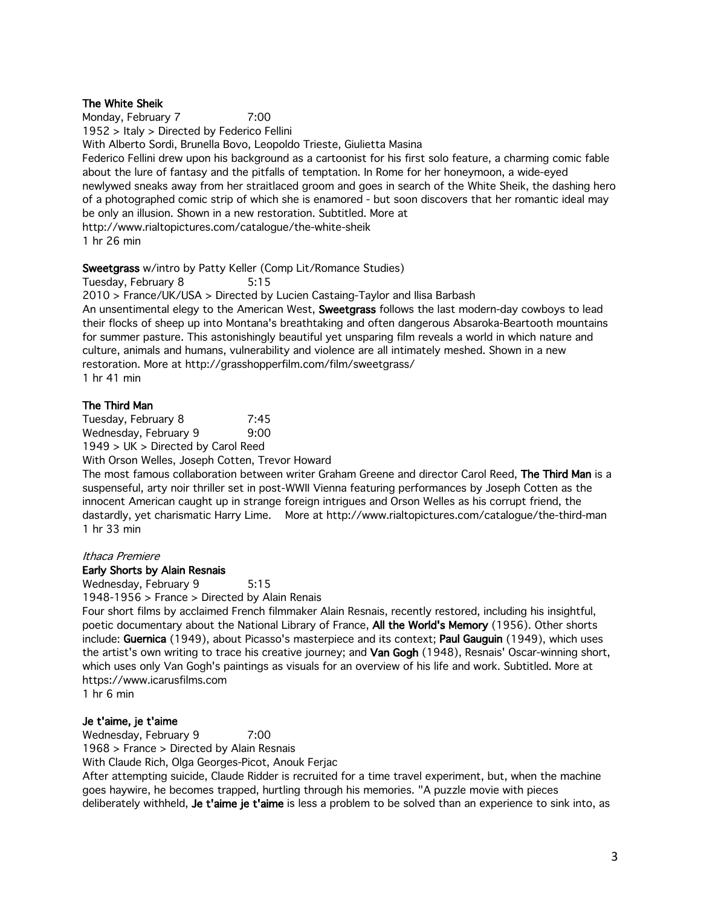**The White Sheik**

Monday, February 7 7:00

1952 > Italy > Directed by Federico Fellini

With Alberto Sordi, Brunella Bovo, Leopoldo Trieste, Giulietta Masina

Federico Fellini drew upon his background as a cartoonist for his first solo feature, a charming comic fable about the lure of fantasy and the pitfalls of temptation. In Rome for her honeymoon, a wide-eyed newlywed sneaks away from her straitlaced groom and goes in search of the White Sheik, the dashing hero of a photographed comic strip of which she is enamored - but soon discovers that her romantic ideal may be only an illusion. Shown in a new restoration. Subtitled. More at http://www.rialtopictures.com/catalogue/the-white-sheik

1 hr 26 min

**Sweetgrass** w/intro by Patty Keller (Comp Lit/Romance Studies)

Tuesday, February 8 5:15

2010 > France/UK/USA > Directed by Lucien Castaing-Taylor and Ilisa Barbash

An unsentimental elegy to the American West, **Sweetgrass** follows the last modern-day cowboys to lead their flocks of sheep up into Montana's breathtaking and often dangerous Absaroka-Beartooth mountains for summer pasture. This astonishingly beautiful yet unsparing film reveals a world in which nature and culture, animals and humans, vulnerability and violence are all intimately meshed. Shown in a new restoration. More at http://grasshopperfilm.com/film/sweetgrass/

1 hr 41 min

**The Third Man**

Tuesday, February 8 7:45

Wednesday, February 9 9:00

1949 > UK > Directed by Carol Reed

With Orson Welles, Joseph Cotten, Trevor Howard

The most famous collaboration between writer Graham Greene and director Carol Reed, **The Third Man** is a suspenseful, arty noir thriller set in post-WWII Vienna featuring performances by Joseph Cotten as the innocent American caught up in strange foreign intrigues and Orson Welles as his corrupt friend, the dastardly, yet charismatic Harry Lime. More at http://www.rialtopictures.com/catalogue/the-third-man

1 hr 33 min

*Ithaca Premiere*

**Early Shorts by Alain Resnais**

Wednesday, February 9 5:15

1948-1956 > France > Directed by Alain Renais

Four short films by acclaimed French filmmaker Alain Resnais, recently restored, including his insightful, poetic documentary about the National Library of France, **All the World's Memory** (1956). Other shorts include: **Guernica** (1949), about Picasso's masterpiece and its context; **Paul Gauguin** (1949), which uses the artist's own writing to trace his creative journey; and **Van Gogh** (1948), Resnais' Oscar-winning short, which uses only Van Gogh's paintings as visuals for an overview of his life and work. Subtitled. More at https://www.icarusfilms.com

1 hr 6 min

**Je t'aime, je t'aime**

Wednesday, February 9 7:00

1968 > France > Directed by Alain Resnais

With Claude Rich, Olga Georges-Picot, Anouk Ferjac

After attempting suicide, Claude Ridder is recruited for a time travel experiment, but, when the machine goes haywire, he becomes trapped, hurtling through his memories. "A puzzle movie with pieces deliberately withheld, **Je t'aime je t'aime** is less a problem to be solved than an experience to sink into, as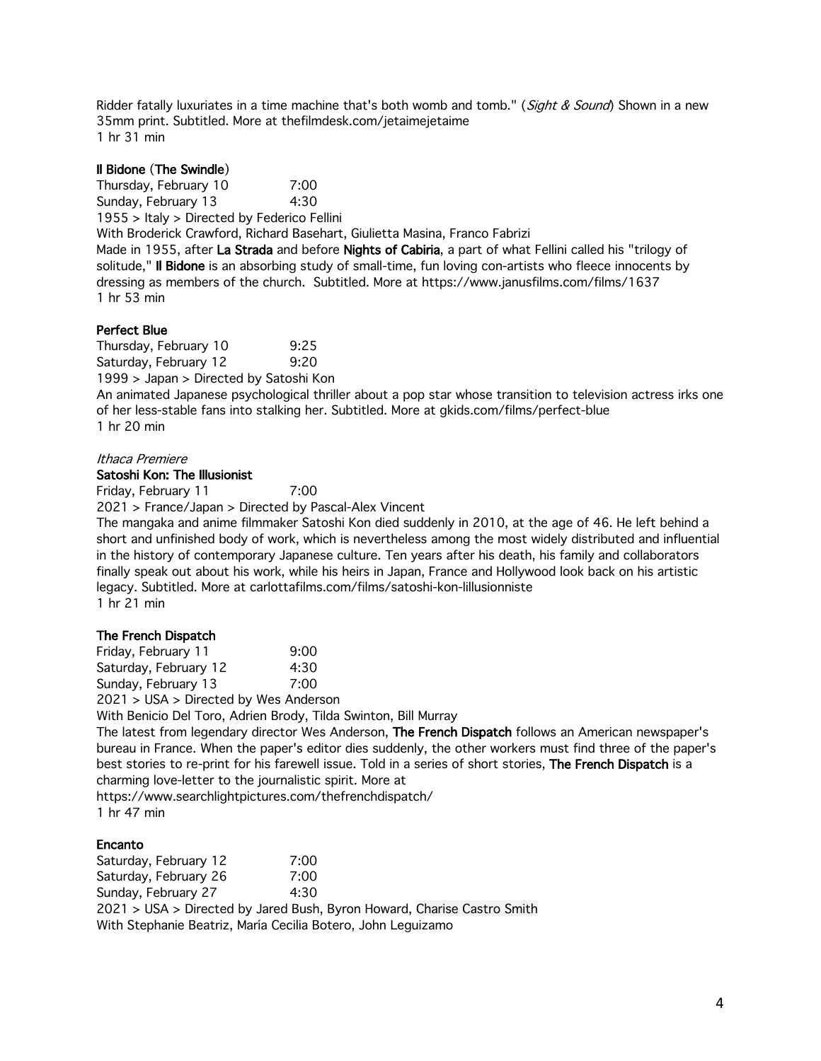Ridder fatally luxuriates in a time machine that's both womb and tomb." (*Sight & Sound*) Shown in a new 35mm print. Subtitled. More at thefilmdesk.com/jetaimejetaime
1 hr 31 min

**Il Bidone (The Swindle)**

Thursday, February 10 7:00
Sunday, February 13 4:30
1955 > Italy > Directed by Federico Fellini
With Broderick Crawford, Richard Basehart, Giulietta Masina, Franco Fabrizi
Made in 1955, after **La Strada** and before **Nights of Cabiria**, a part of what Fellini called his "trilogy of solitude," **Il Bidone** is an absorbing study of small-time, fun loving con-artists who fleece innocents by dressing as members of the church. Subtitled. More at https://www.janusfilms.com/films/1637
1 hr 53 min

**Perfect Blue**

Thursday, February 10 9:25
Saturday, February 12 9:20
1999 > Japan > Directed by Satoshi Kon
An animated Japanese psychological thriller about a pop star whose transition to television actress irks one of her less-stable fans into stalking her. Subtitled. More at gkids.com/films/perfect-blue
1 hr 20 min

*Ithaca Premiere*

**Satoshi Kon: The Illusionist**

Friday, February 11 7:00
2021 > France/Japan > Directed by Pascal-Alex Vincent
The mangaka and anime filmmaker Satoshi Kon died suddenly in 2010, at the age of 46. He left behind a short and unfinished body of work, which is nevertheless among the most widely distributed and influential in the history of contemporary Japanese culture. Ten years after his death, his family and collaborators finally speak out about his work, while his heirs in Japan, France and Hollywood look back on his artistic legacy. Subtitled. More at carlottafilms.com/films/satoshi-kon-lillusionniste
1 hr 21 min

**The French Dispatch**

Friday, February 11 9:00
Saturday, February 12 4:30
Sunday, February 13 7:00
2021 > USA > Directed by Wes Anderson
With Benicio Del Toro, Adrien Brody, Tilda Swinton, Bill Murray
The latest from legendary director Wes Anderson, **The French Dispatch** follows an American newspaper's bureau in France. When the paper's editor dies suddenly, the other workers must find three of the paper's best stories to re-print for his farewell issue. Told in a series of short stories, **The French Dispatch** is a charming love-letter to the journalistic spirit. More at https://www.searchlightpictures.com/thefrenchdispatch/
1 hr 47 min

**Encanto**

Saturday, February 12 7:00
Saturday, February 26 7:00
Sunday, February 27 4:30
2021 > USA > Directed by Jared Bush, Byron Howard, Charise Castro Smith
With Stephanie Beatriz, María Cecilia Botero, John Leguizamo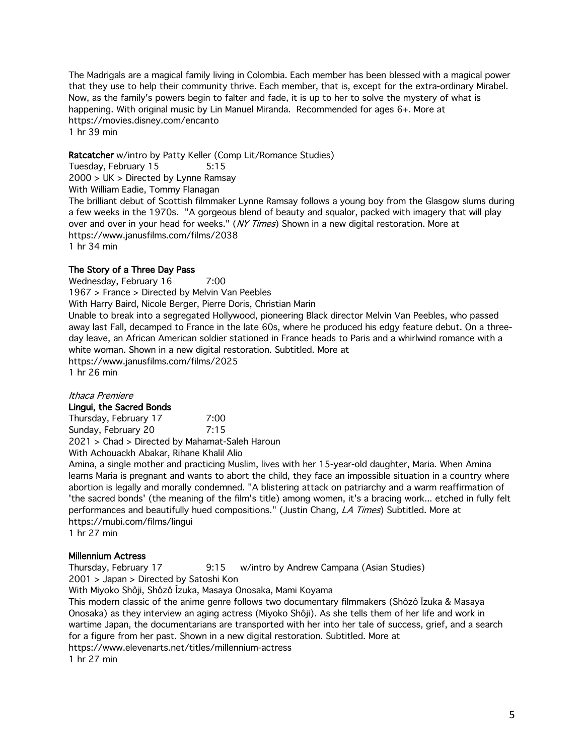The Madrigals are a magical family living in Colombia. Each member has been blessed with a magical power that they use to help their community thrive. Each member, that is, except for the extra-ordinary Mirabel. Now, as the family's powers begin to falter and fade, it is up to her to solve the mystery of what is happening. With original music by Lin Manuel Miranda. Recommended for ages 6+. More at https://movies.disney.com/encanto
1 hr 39 min

**Ratcatcher** w/intro by Patty Keller (Comp Lit/Romance Studies)
Tuesday, February 15 5:15
2000 > UK > Directed by Lynne Ramsay
With William Eadie, Tommy Flanagan
The brilliant debut of Scottish filmmaker Lynne Ramsay follows a young boy from the Glasgow slums during a few weeks in the 1970s. "A gorgeous blend of beauty and squalor, packed with imagery that will play over and over in your head for weeks." (*NY Times*) Shown in a new digital restoration. More at https://www.janusfilms.com/films/2038
1 hr 34 min

**The Story of a Three Day Pass**
Wednesday, February 16 7:00
1967 > France > Directed by Melvin Van Peebles
With Harry Baird, Nicole Berger, Pierre Doris, Christian Marin
Unable to break into a segregated Hollywood, pioneering Black director Melvin Van Peebles, who passed away last Fall, decamped to France in the late 60s, where he produced his edgy feature debut. On a three-day leave, an African American soldier stationed in France heads to Paris and a whirlwind romance with a white woman. Shown in a new digital restoration. Subtitled. More at https://www.janusfilms.com/films/2025
1 hr 26 min

*Ithaca Premiere*
**Lingui, the Sacred Bonds**
Thursday, February 17 7:00
Sunday, February 20 7:15
2021 > Chad > Directed by Mahamat-Saleh Haroun
With Achouackh Abakar, Rihane Khalil Alio
Amina, a single mother and practicing Muslim, lives with her 15-year-old daughter, Maria. When Amina learns Maria is pregnant and wants to abort the child, they face an impossible situation in a country where abortion is legally and morally condemned. "A blistering attack on patriarchy and a warm reaffirmation of 'the sacred bonds' (the meaning of the film's title) among women, it's a bracing work... etched in fully felt performances and beautifully hued compositions." (Justin Chang*, LA Times*) Subtitled. More at https://mubi.com/films/lingui
1 hr 27 min

**Millennium Actress**
Thursday, February 17 9:15 w/intro by Andrew Campana (Asian Studies)
2001 > Japan > Directed by Satoshi Kon
With Miyoko Shôji, Shôzô Îzuka, Masaya Onosaka, Mami Koyama
This modern classic of the anime genre follows two documentary filmmakers (Shôzô Îzuka & Masaya Onosaka) as they interview an aging actress (Miyoko Shôji). As she tells them of her life and work in wartime Japan, the documentarians are transported with her into her tale of success, grief, and a search for a figure from her past. Shown in a new digital restoration. Subtitled. More at https://www.elevenarts.net/titles/millennium-actress
1 hr 27 min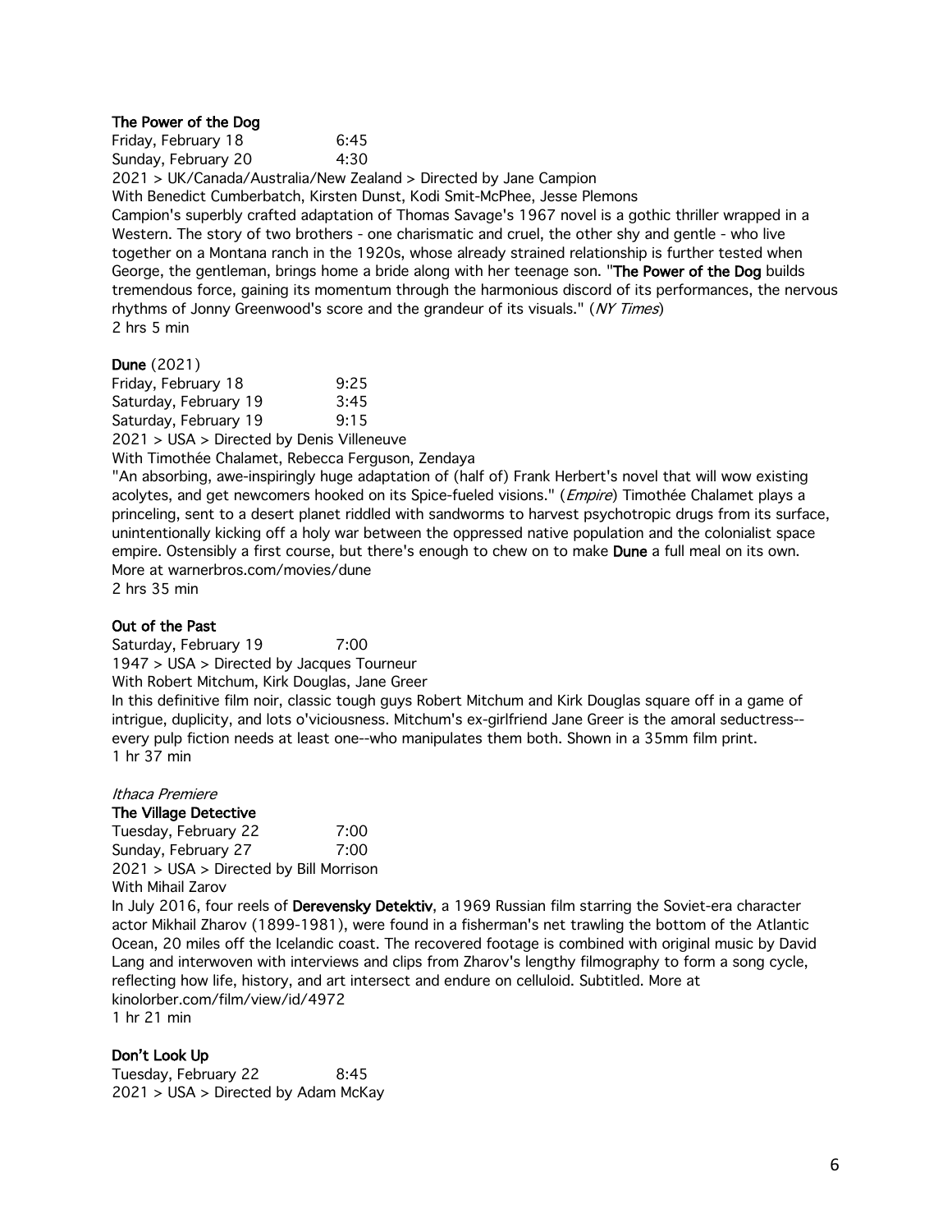### The Power of the Dog

Friday, February 18 6:45
Sunday, February 20 4:30
2021 > UK/Canada/Australia/New Zealand > Directed by Jane Campion
With Benedict Cumberbatch, Kirsten Dunst, Kodi Smit-McPhee, Jesse Plemons
Campion's superbly crafted adaptation of Thomas Savage's 1967 novel is a gothic thriller wrapped in a Western. The story of two brothers - one charismatic and cruel, the other shy and gentle - who live together on a Montana ranch in the 1920s, whose already strained relationship is further tested when George, the gentleman, brings home a bride along with her teenage son. "**The Power of the Dog** builds tremendous force, gaining its momentum through the harmonious discord of its performances, the nervous rhythms of Jonny Greenwood's score and the grandeur of its visuals." (*NY Times*)
2 hrs 5 min

### Dune (2021)

Friday, February 18 9:25
Saturday, February 19 3:45
Saturday, February 19 9:15
2021 > USA > Directed by Denis Villeneuve
With Timothée Chalamet, Rebecca Ferguson, Zendaya
"An absorbing, awe-inspiringly huge adaptation of (half of) Frank Herbert's novel that will wow existing acolytes, and get newcomers hooked on its Spice-fueled visions." (*Empire*) Timothée Chalamet plays a princeling, sent to a desert planet riddled with sandworms to harvest psychotropic drugs from its surface, unintentionally kicking off a holy war between the oppressed native population and the colonialist space empire. Ostensibly a first course, but there's enough to chew on to make **Dune** a full meal on its own.
More at warnerbros.com/movies/dune
2 hrs 35 min

### Out of the Past

Saturday, February 19 7:00
1947 > USA > Directed by Jacques Tourneur
With Robert Mitchum, Kirk Douglas, Jane Greer
In this definitive film noir, classic tough guys Robert Mitchum and Kirk Douglas square off in a game of intrigue, duplicity, and lots o'viciousness. Mitchum's ex-girlfriend Jane Greer is the amoral seductress--every pulp fiction needs at least one--who manipulates them both. Shown in a 35mm film print.
1 hr 37 min

*Ithaca Premiere*

### The Village Detective

Tuesday, February 22 7:00
Sunday, February 27 7:00
2021 > USA > Directed by Bill Morrison
With Mihail Zarov
In July 2016, four reels of **Derevensky Detektiv**, a 1969 Russian film starring the Soviet-era character actor Mikhail Zharov (1899-1981), were found in a fisherman's net trawling the bottom of the Atlantic Ocean, 20 miles off the Icelandic coast. The recovered footage is combined with original music by David Lang and interwoven with interviews and clips from Zharov's lengthy filmography to form a song cycle, reflecting how life, history, and art intersect and endure on celluloid. Subtitled. More at kinolorber.com/film/view/id/4972
1 hr 21 min

### Don't Look Up

Tuesday, February 22 8:45
2021 > USA > Directed by Adam McKay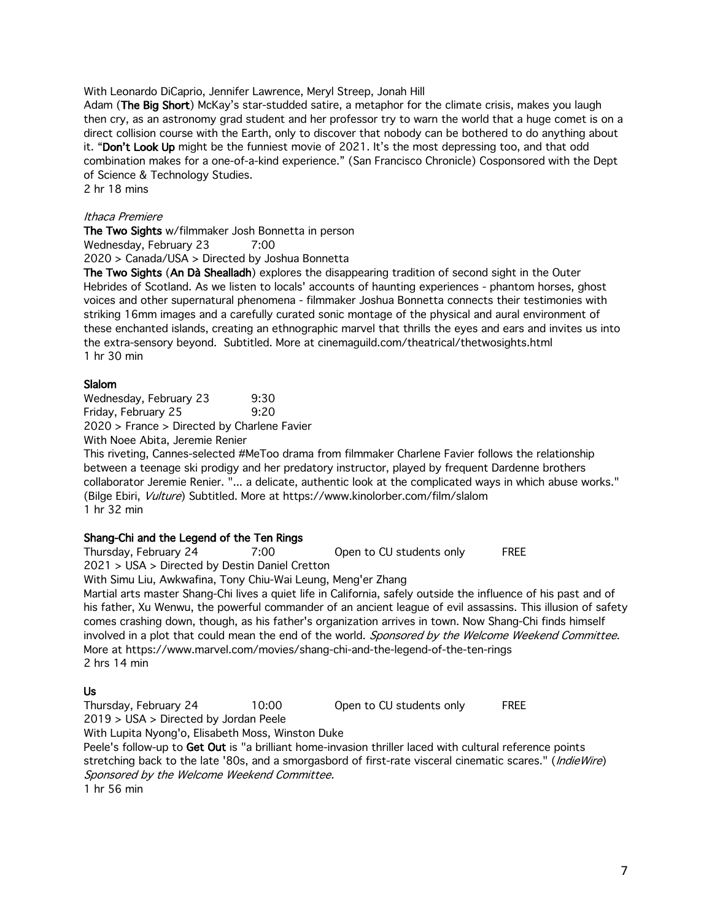With Leonardo DiCaprio, Jennifer Lawrence, Meryl Streep, Jonah Hill

Adam (**The Big Short**) McKay's star-studded satire, a metaphor for the climate crisis, makes you laugh then cry, as an astronomy grad student and her professor try to warn the world that a huge comet is on a direct collision course with the Earth, only to discover that nobody can be bothered to do anything about it. "**Don't Look Up** might be the funniest movie of 2021. It's the most depressing too, and that odd combination makes for a one-of-a-kind experience." (San Francisco Chronicle) Cosponsored with the Dept of Science & Technology Studies.

2 hr 18 mins

*Ithaca Premiere*

**The Two Sights** w/filmmaker Josh Bonnetta in person

Wednesday, February 23 7:00

2020 > Canada/USA > Directed by Joshua Bonnetta

**The Two Sights** (**An Dà Shealladh**) explores the disappearing tradition of second sight in the Outer Hebrides of Scotland. As we listen to locals' accounts of haunting experiences - phantom horses, ghost voices and other supernatural phenomena - filmmaker Joshua Bonnetta connects their testimonies with striking 16mm images and a carefully curated sonic montage of the physical and aural environment of these enchanted islands, creating an ethnographic marvel that thrills the eyes and ears and invites us into the extra-sensory beyond. Subtitled. More at cinemaguild.com/theatrical/thetwosights.html

1 hr 30 min

**Slalom**

Wednesday, February 23 9:30

Friday, February 25 9:20

2020 > France > Directed by Charlene Favier

With Noee Abita, Jeremie Renier

This riveting, Cannes-selected #MeToo drama from filmmaker Charlene Favier follows the relationship between a teenage ski prodigy and her predatory instructor, played by frequent Dardenne brothers collaborator Jeremie Renier. "... a delicate, authentic look at the complicated ways in which abuse works." (Bilge Ebiri, *Vulture*) Subtitled. More at https://www.kinolorber.com/film/slalom

1 hr 32 min

**Shang-Chi and the Legend of the Ten Rings**

Thursday, February 24 7:00 Open to CU students only FREE

2021 > USA > Directed by Destin Daniel Cretton

With Simu Liu, Awkwafina, Tony Chiu-Wai Leung, Meng'er Zhang

Martial arts master Shang-Chi lives a quiet life in California, safely outside the influence of his past and of his father, Xu Wenwu, the powerful commander of an ancient league of evil assassins. This illusion of safety comes crashing down, though, as his father's organization arrives in town. Now Shang-Chi finds himself involved in a plot that could mean the end of the world. *Sponsored by the Welcome Weekend Committee.* More at https://www.marvel.com/movies/shang-chi-and-the-legend-of-the-ten-rings

2 hrs 14 min

**Us**

Thursday, February 24 10:00 Open to CU students only FREE

2019 > USA > Directed by Jordan Peele

With Lupita Nyong'o, Elisabeth Moss, Winston Duke

Peele's follow-up to **Get Out** is "a brilliant home-invasion thriller laced with cultural reference points stretching back to the late '80s, and a smorgasbord of first-rate visceral cinematic scares." (*IndieWire*) *Sponsored by the Welcome Weekend Committee.*

1 hr 56 min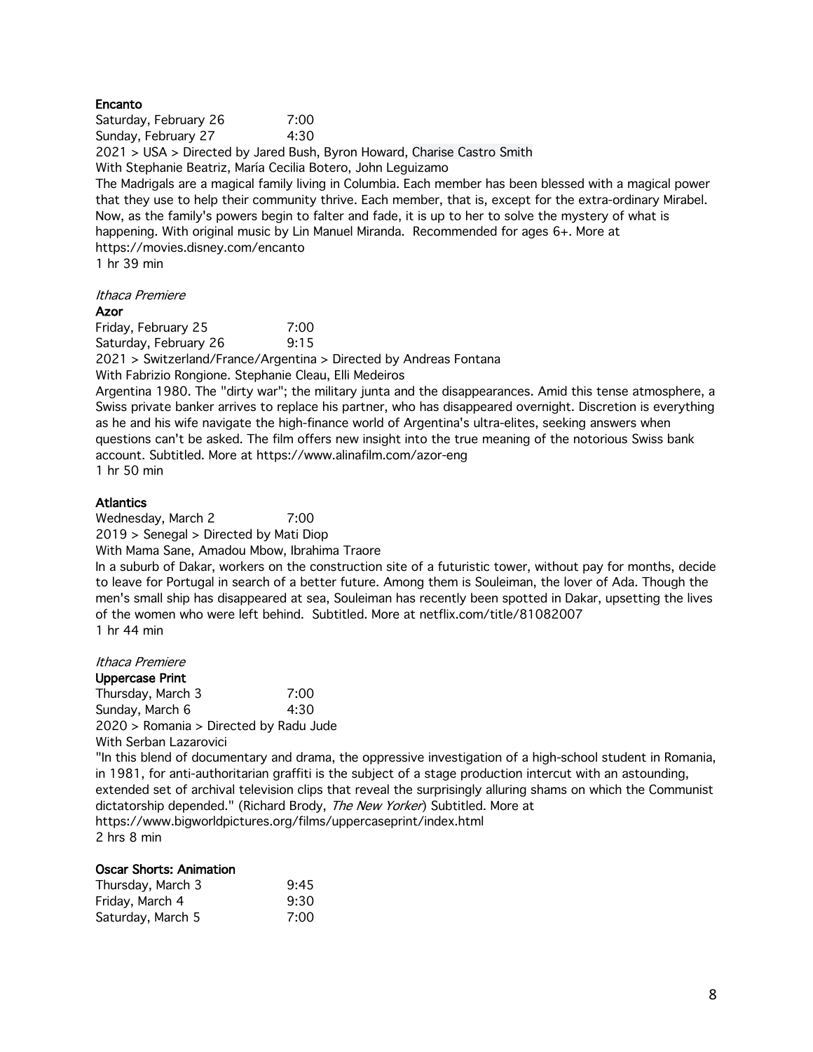**Encanto**

Saturday, February 26 7:00
Sunday, February 27 4:30

2021 > USA > Directed by Jared Bush, Byron Howard, Charise Castro Smith
With Stephanie Beatriz, María Cecilia Botero, John Leguizamo
The Madrigals are a magical family living in Columbia. Each member has been blessed with a magical power that they use to help their community thrive. Each member, that is, except for the extra-ordinary Mirabel. Now, as the family's powers begin to falter and fade, it is up to her to solve the mystery of what is happening. With original music by Lin Manuel Miranda. Recommended for ages 6+. More at https://movies.disney.com/encanto
1 hr 39 min

*Ithaca Premiere*
**Azor**

Friday, February 25 7:00
Saturday, February 26 9:15

2021 > Switzerland/France/Argentina > Directed by Andreas Fontana
With Fabrizio Rongione. Stephanie Cleau, Elli Medeiros
Argentina 1980. The "dirty war"; the military junta and the disappearances. Amid this tense atmosphere, a Swiss private banker arrives to replace his partner, who has disappeared overnight. Discretion is everything as he and his wife navigate the high-finance world of Argentina's ultra-elites, seeking answers when questions can't be asked. The film offers new insight into the true meaning of the notorious Swiss bank account. Subtitled. More at https://www.alinafilm.com/azor-eng
1 hr 50 min

**Atlantics**

Wednesday, March 2 7:00

2019 > Senegal > Directed by Mati Diop
With Mama Sane, Amadou Mbow, Ibrahima Traore
In a suburb of Dakar, workers on the construction site of a futuristic tower, without pay for months, decide to leave for Portugal in search of a better future. Among them is Souleiman, the lover of Ada. Though the men's small ship has disappeared at sea, Souleiman has recently been spotted in Dakar, upsetting the lives of the women who were left behind. Subtitled. More at netflix.com/title/81082007
1 hr 44 min

*Ithaca Premiere*
**Uppercase Print**

Thursday, March 3 7:00
Sunday, March 6 4:30

2020 > Romania > Directed by Radu Jude
With Serban Lazarovici
"In this blend of documentary and drama, the oppressive investigation of a high-school student in Romania, in 1981, for anti-authoritarian graffiti is the subject of a stage production intercut with an astounding, extended set of archival television clips that reveal the surprisingly alluring shams on which the Communist dictatorship depended." (Richard Brody, *The New Yorker*) Subtitled. More at https://www.bigworldpictures.org/films/uppercaseprint/index.html
2 hrs 8 min

**Oscar Shorts: Animation**

Thursday, March 3 9:45
Friday, March 4 9:30
Saturday, March 5 7:00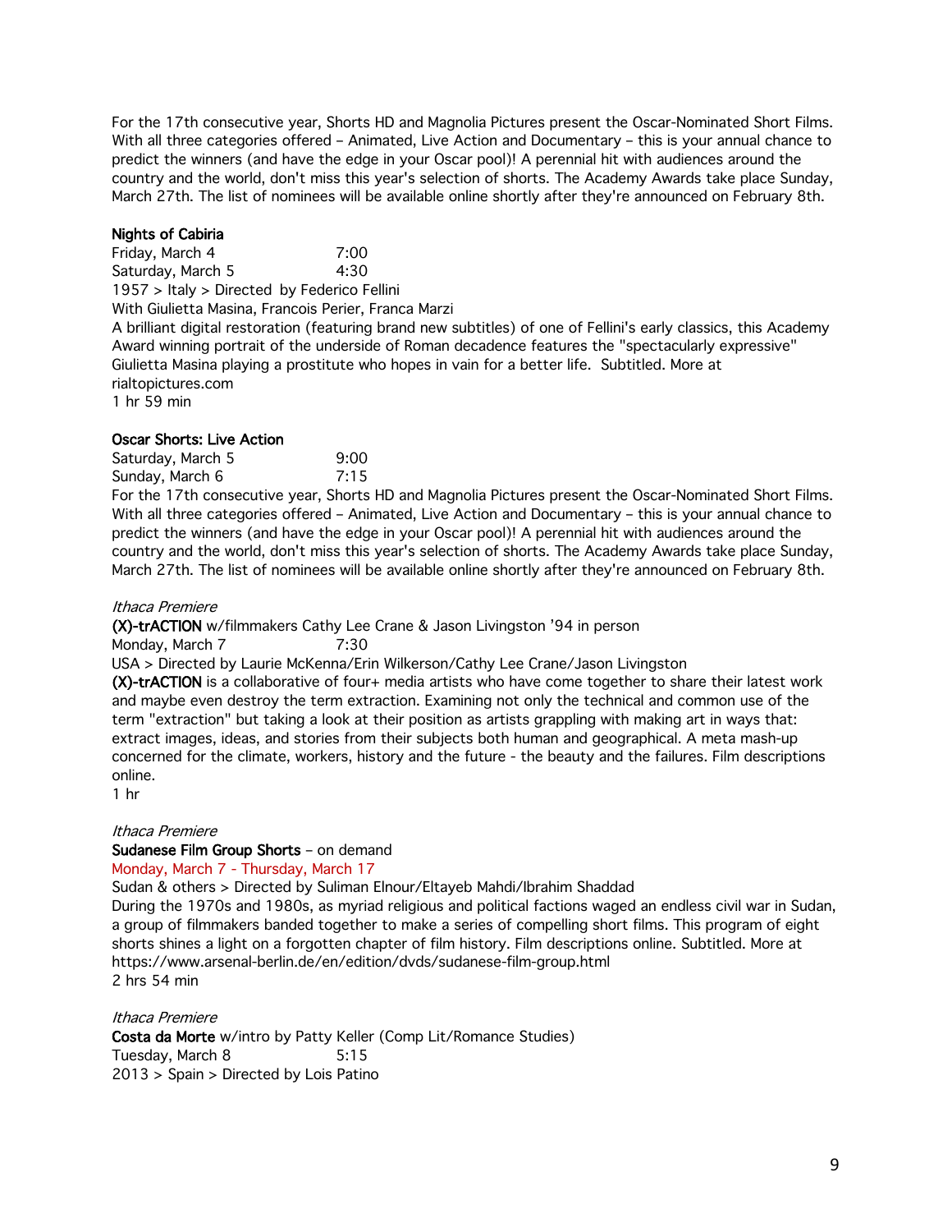For the 17th consecutive year, Shorts HD and Magnolia Pictures present the Oscar-Nominated Short Films. With all three categories offered – Animated, Live Action and Documentary – this is your annual chance to predict the winners (and have the edge in your Oscar pool)! A perennial hit with audiences around the country and the world, don't miss this year's selection of shorts. The Academy Awards take place Sunday, March 27th. The list of nominees will be available online shortly after they're announced on February 8th.

**Nights of Cabiria**

Friday, March 4 7:00
Saturday, March 5 4:30
1957 > Italy > Directed by Federico Fellini
With Giulietta Masina, Francois Perier, Franca Marzi
A brilliant digital restoration (featuring brand new subtitles) of one of Fellini's early classics, this Academy Award winning portrait of the underside of Roman decadence features the "spectacularly expressive" Giulietta Masina playing a prostitute who hopes in vain for a better life. Subtitled. More at rialtopictures.com
1 hr 59 min

**Oscar Shorts: Live Action**

Saturday, March 5 9:00
Sunday, March 6 7:15
For the 17th consecutive year, Shorts HD and Magnolia Pictures present the Oscar-Nominated Short Films. With all three categories offered – Animated, Live Action and Documentary – this is your annual chance to predict the winners (and have the edge in your Oscar pool)! A perennial hit with audiences around the country and the world, don't miss this year's selection of shorts. The Academy Awards take place Sunday, March 27th. The list of nominees will be available online shortly after they're announced on February 8th.

*Ithaca Premiere*
**(X)-trACTION** w/filmmakers Cathy Lee Crane & Jason Livingston '94 in person
Monday, March 7 7:30
USA > Directed by Laurie McKenna/Erin Wilkerson/Cathy Lee Crane/Jason Livingston
**(X)-trACTION** is a collaborative of four+ media artists who have come together to share their latest work and maybe even destroy the term extraction. Examining not only the technical and common use of the term "extraction" but taking a look at their position as artists grappling with making art in ways that: extract images, ideas, and stories from their subjects both human and geographical. A meta mash-up concerned for the climate, workers, history and the future - the beauty and the failures. Film descriptions online.
1 hr

*Ithaca Premiere*
**Sudanese Film Group Shorts** – on demand
Monday, March 7 - Thursday, March 17
Sudan & others > Directed by Suliman Elnour/Eltayeb Mahdi/Ibrahim Shaddad
During the 1970s and 1980s, as myriad religious and political factions waged an endless civil war in Sudan, a group of filmmakers banded together to make a series of compelling short films. This program of eight shorts shines a light on a forgotten chapter of film history. Film descriptions online. Subtitled. More at https://www.arsenal-berlin.de/en/edition/dvds/sudanese-film-group.html
2 hrs 54 min

*Ithaca Premiere*
**Costa da Morte** w/intro by Patty Keller (Comp Lit/Romance Studies)
Tuesday, March 8 5:15
2013 > Spain > Directed by Lois Patino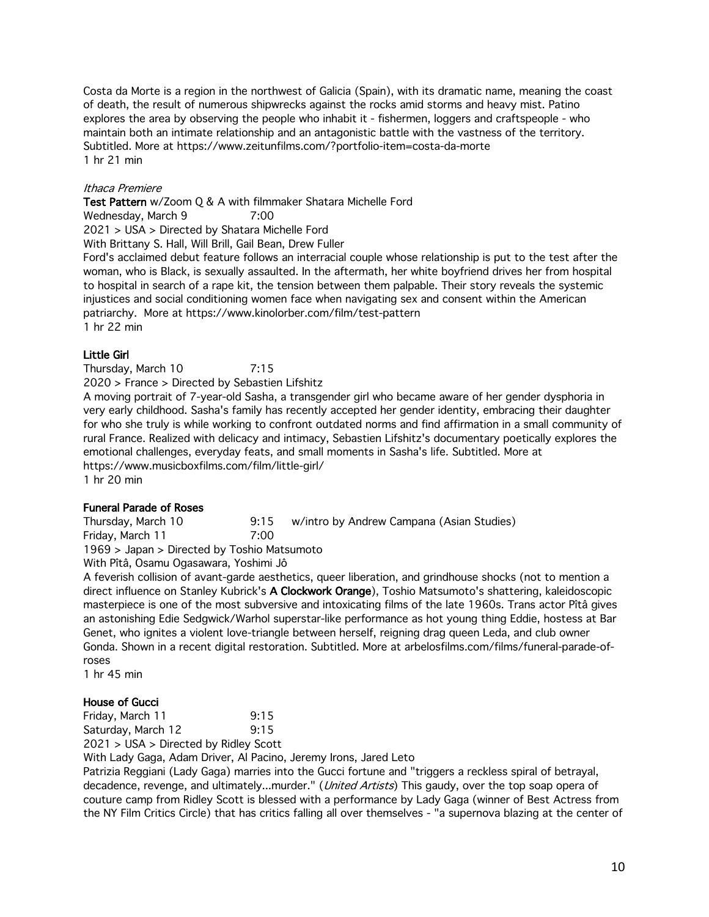Costa da Morte is a region in the northwest of Galicia (Spain), with its dramatic name, meaning the coast of death, the result of numerous shipwrecks against the rocks amid storms and heavy mist. Patino explores the area by observing the people who inhabit it - fishermen, loggers and craftspeople - who maintain both an intimate relationship and an antagonistic battle with the vastness of the territory. Subtitled. More at https://www.zeitunfilms.com/?portfolio-item=costa-da-morte
1 hr 21 min

*Ithaca Premiere*

**Test Pattern** w/Zoom Q & A with filmmaker Shatara Michelle Ford
Wednesday, March 9 7:00
2021 > USA > Directed by Shatara Michelle Ford
With Brittany S. Hall, Will Brill, Gail Bean, Drew Fuller
Ford's acclaimed debut feature follows an interracial couple whose relationship is put to the test after the woman, who is Black, is sexually assaulted. In the aftermath, her white boyfriend drives her from hospital to hospital in search of a rape kit, the tension between them palpable. Their story reveals the systemic injustices and social conditioning women face when navigating sex and consent within the American patriarchy. More at https://www.kinolorber.com/film/test-pattern
1 hr 22 min

**Little Girl**
Thursday, March 10 7:15
2020 > France > Directed by Sebastien Lifshitz
A moving portrait of 7-year-old Sasha, a transgender girl who became aware of her gender dysphoria in very early childhood. Sasha's family has recently accepted her gender identity, embracing their daughter for who she truly is while working to confront outdated norms and find affirmation in a small community of rural France. Realized with delicacy and intimacy, Sebastien Lifshitz's documentary poetically explores the emotional challenges, everyday feats, and small moments in Sasha's life. Subtitled. More at https://www.musicboxfilms.com/film/little-girl/
1 hr 20 min

**Funeral Parade of Roses**
Thursday, March 10 9:15 w/intro by Andrew Campana (Asian Studies)
Friday, March 11 7:00
1969 > Japan > Directed by Toshio Matsumoto
With Pîtâ, Osamu Ogasawara, Yoshimi Jô
A feverish collision of avant-garde aesthetics, queer liberation, and grindhouse shocks (not to mention a direct influence on Stanley Kubrick's **A Clockwork Orange**), Toshio Matsumoto's shattering, kaleidoscopic masterpiece is one of the most subversive and intoxicating films of the late 1960s. Trans actor Pîtâ gives an astonishing Edie Sedgwick/Warhol superstar-like performance as hot young thing Eddie, hostess at Bar Genet, who ignites a violent love-triangle between herself, reigning drag queen Leda, and club owner Gonda. Shown in a recent digital restoration. Subtitled. More at arbelosfilms.com/films/funeral-parade-of-roses
1 hr 45 min

**House of Gucci**
Friday, March 11 9:15
Saturday, March 12 9:15
2021 > USA > Directed by Ridley Scott
With Lady Gaga, Adam Driver, Al Pacino, Jeremy Irons, Jared Leto
Patrizia Reggiani (Lady Gaga) marries into the Gucci fortune and "triggers a reckless spiral of betrayal, decadence, revenge, and ultimately...murder." (*United Artists*) This gaudy, over the top soap opera of couture camp from Ridley Scott is blessed with a performance by Lady Gaga (winner of Best Actress from the NY Film Critics Circle) that has critics falling all over themselves - "a supernova blazing at the center of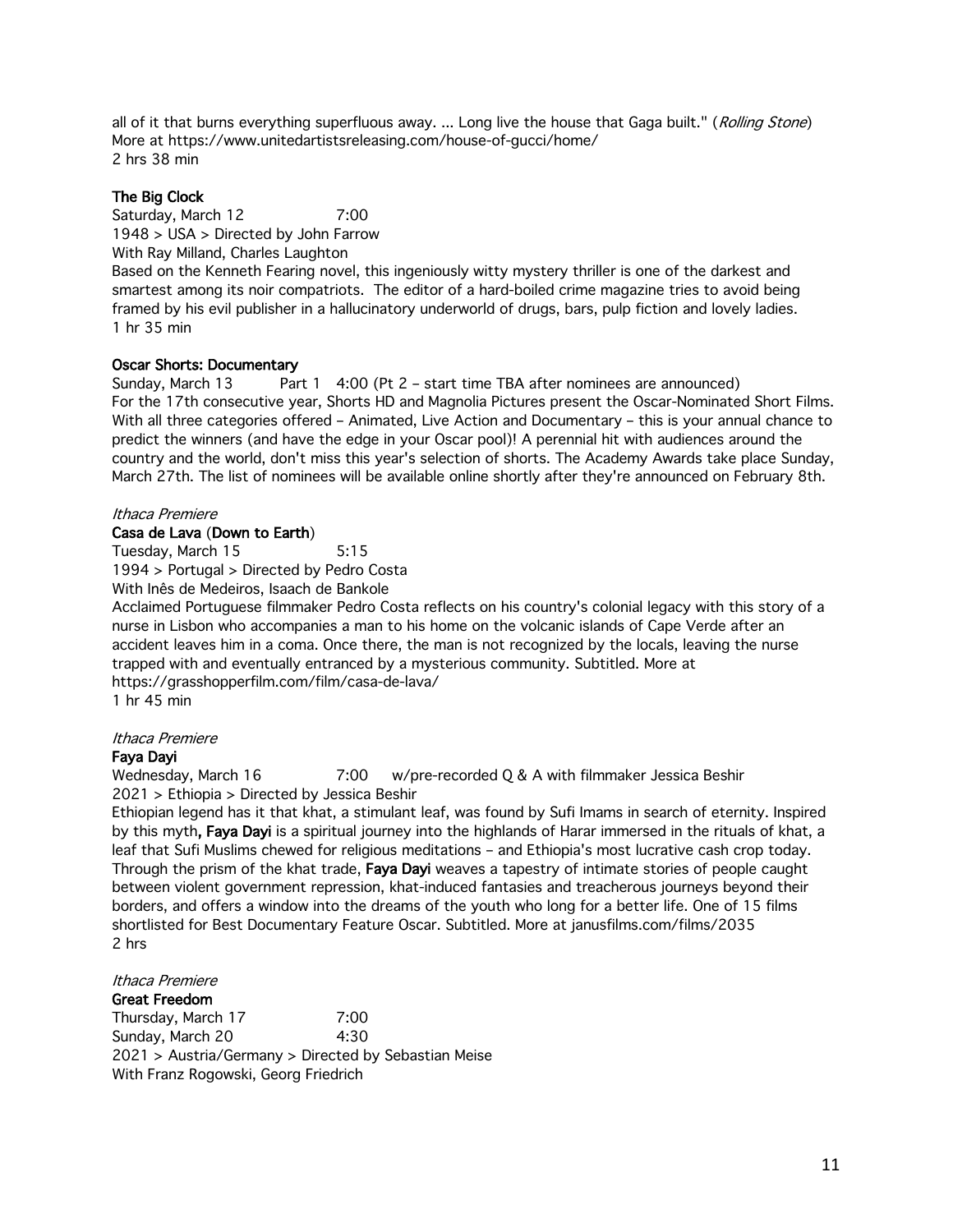all of it that burns everything superfluous away. ... Long live the house that Gaga built." (*Rolling Stone*)
More at https://www.unitedartistsreleasing.com/house-of-gucci/home/
2 hrs 38 min

**The Big Clock**
Saturday, March 12 7:00
1948 > USA > Directed by John Farrow
With Ray Milland, Charles Laughton
Based on the Kenneth Fearing novel, this ingeniously witty mystery thriller is one of the darkest and smartest among its noir compatriots. The editor of a hard-boiled crime magazine tries to avoid being framed by his evil publisher in a hallucinatory underworld of drugs, bars, pulp fiction and lovely ladies.
1 hr 35 min

**Oscar Shorts: Documentary**
Sunday, March 13 Part 1 4:00 (Pt 2 – start time TBA after nominees are announced)
For the 17th consecutive year, Shorts HD and Magnolia Pictures present the Oscar-Nominated Short Films. With all three categories offered – Animated, Live Action and Documentary – this is your annual chance to predict the winners (and have the edge in your Oscar pool)! A perennial hit with audiences around the country and the world, don't miss this year's selection of shorts. The Academy Awards take place Sunday, March 27th. The list of nominees will be available online shortly after they're announced on February 8th.

*Ithaca Premiere*
**Casa de Lava** (**Down to Earth**)
Tuesday, March 15 5:15
1994 > Portugal > Directed by Pedro Costa
With Inês de Medeiros, Isaach de Bankole
Acclaimed Portuguese filmmaker Pedro Costa reflects on his country's colonial legacy with this story of a nurse in Lisbon who accompanies a man to his home on the volcanic islands of Cape Verde after an accident leaves him in a coma. Once there, the man is not recognized by the locals, leaving the nurse trapped with and eventually entranced by a mysterious community. Subtitled. More at https://grasshopperfilm.com/film/casa-de-lava/
1 hr 45 min

*Ithaca Premiere*
**Faya Dayi**
Wednesday, March 16 7:00 w/pre-recorded Q & A with filmmaker Jessica Beshir
2021 > Ethiopia > Directed by Jessica Beshir
Ethiopian legend has it that khat, a stimulant leaf, was found by Sufi Imams in search of eternity. Inspired by this myth**, Faya Dayi** is a spiritual journey into the highlands of Harar immersed in the rituals of khat, a leaf that Sufi Muslims chewed for religious meditations – and Ethiopia's most lucrative cash crop today. Through the prism of the khat trade, **Faya Dayi** weaves a tapestry of intimate stories of people caught between violent government repression, khat-induced fantasies and treacherous journeys beyond their borders, and offers a window into the dreams of the youth who long for a better life. One of 15 films shortlisted for Best Documentary Feature Oscar. Subtitled. More at janusfilms.com/films/2035
2 hrs

*Ithaca Premiere*
**Great Freedom**
Thursday, March 17 7:00
Sunday, March 20 4:30
2021 > Austria/Germany > Directed by Sebastian Meise
With Franz Rogowski, Georg Friedrich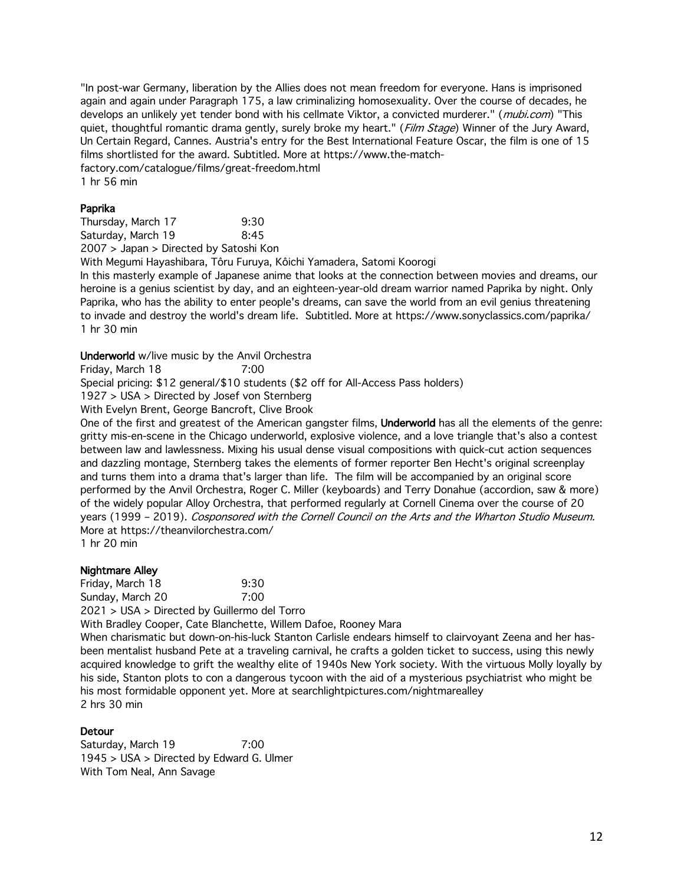"In post-war Germany, liberation by the Allies does not mean freedom for everyone. Hans is imprisoned again and again under Paragraph 175, a law criminalizing homosexuality. Over the course of decades, he develops an unlikely yet tender bond with his cellmate Viktor, a convicted murderer." (*mubi.com*) "This quiet, thoughtful romantic drama gently, surely broke my heart." (*Film Stage*) Winner of the Jury Award, Un Certain Regard, Cannes. Austria's entry for the Best International Feature Oscar, the film is one of 15 films shortlisted for the award. Subtitled. More at https://www.the-match-factory.com/catalogue/films/great-freedom.html
1 hr 56 min

**Paprika**
Thursday, March 17 9:30
Saturday, March 19 8:45
2007 > Japan > Directed by Satoshi Kon
With Megumi Hayashibara, Tôru Furuya, Kôichi Yamadera, Satomi Koorogi
In this masterly example of Japanese anime that looks at the connection between movies and dreams, our heroine is a genius scientist by day, and an eighteen-year-old dream warrior named Paprika by night. Only Paprika, who has the ability to enter people's dreams, can save the world from an evil genius threatening to invade and destroy the world's dream life. Subtitled. More at https://www.sonyclassics.com/paprika/
1 hr 30 min

**Underworld** w/live music by the Anvil Orchestra
Friday, March 18 7:00
Special pricing: $12 general/$10 students ($2 off for All-Access Pass holders)
1927 > USA > Directed by Josef von Sternberg
With Evelyn Brent, George Bancroft, Clive Brook
One of the first and greatest of the American gangster films, **Underworld** has all the elements of the genre: gritty mis-en-scene in the Chicago underworld, explosive violence, and a love triangle that's also a contest between law and lawlessness. Mixing his usual dense visual compositions with quick-cut action sequences and dazzling montage, Sternberg takes the elements of former reporter Ben Hecht's original screenplay and turns them into a drama that's larger than life. The film will be accompanied by an original score performed by the Anvil Orchestra, Roger C. Miller (keyboards) and Terry Donahue (accordion, saw & more) of the widely popular Alloy Orchestra, that performed regularly at Cornell Cinema over the course of 20 years (1999 – 2019). *Cosponsored with the Cornell Council on the Arts and the Wharton Studio Museum.* More at https://theanvilorchestra.com/
1 hr 20 min

**Nightmare Alley**
Friday, March 18 9:30
Sunday, March 20 7:00
2021 > USA > Directed by Guillermo del Torro
With Bradley Cooper, Cate Blanchette, Willem Dafoe, Rooney Mara
When charismatic but down-on-his-luck Stanton Carlisle endears himself to clairvoyant Zeena and her has-been mentalist husband Pete at a traveling carnival, he crafts a golden ticket to success, using this newly acquired knowledge to grift the wealthy elite of 1940s New York society. With the virtuous Molly loyally by his side, Stanton plots to con a dangerous tycoon with the aid of a mysterious psychiatrist who might be his most formidable opponent yet. More at searchlightpictures.com/nightmarealley
2 hrs 30 min

**Detour**
Saturday, March 19 7:00
1945 > USA > Directed by Edward G. Ulmer
With Tom Neal, Ann Savage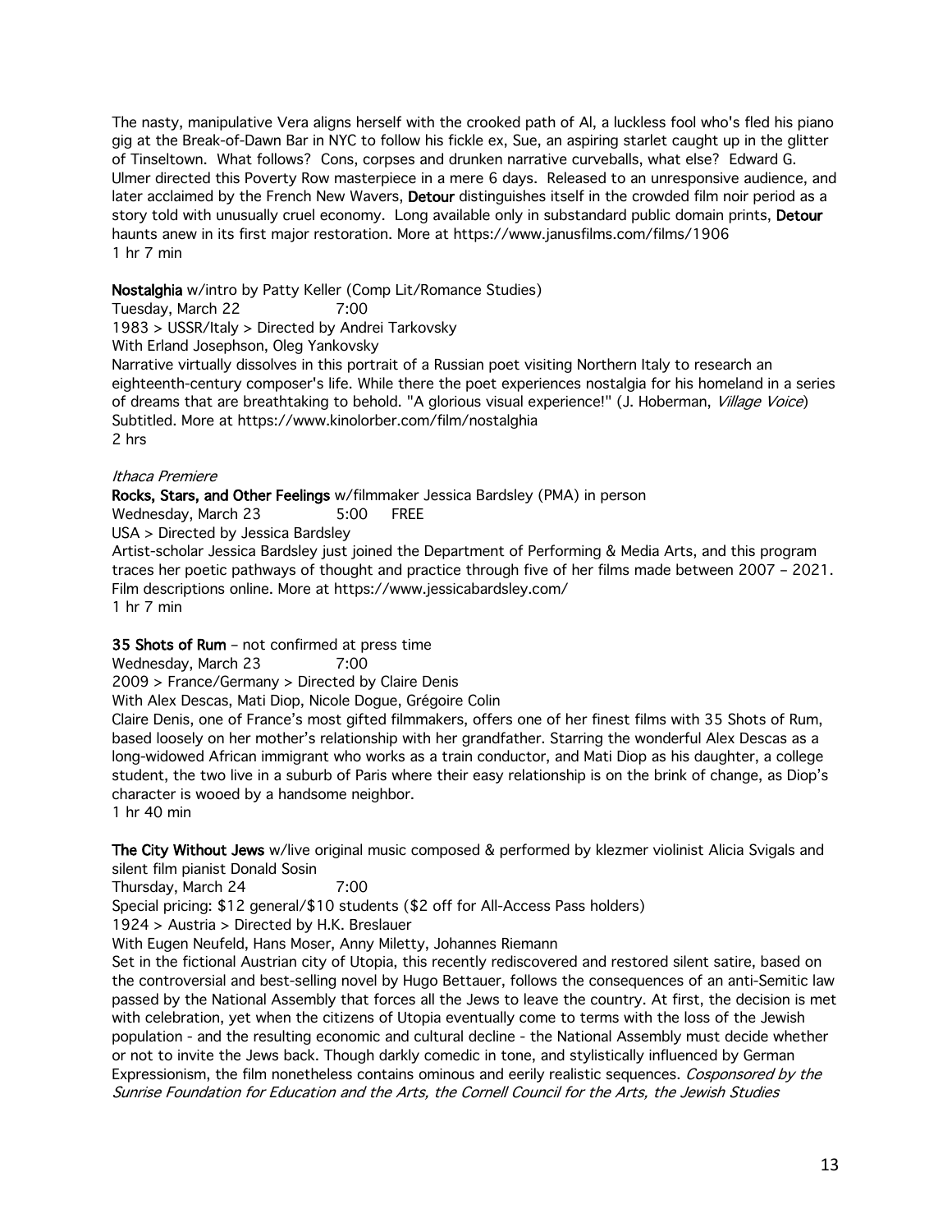The nasty, manipulative Vera aligns herself with the crooked path of Al, a luckless fool who's fled his piano gig at the Break-of-Dawn Bar in NYC to follow his fickle ex, Sue, an aspiring starlet caught up in the glitter of Tinseltown. What follows? Cons, corpses and drunken narrative curveballs, what else? Edward G. Ulmer directed this Poverty Row masterpiece in a mere 6 days. Released to an unresponsive audience, and later acclaimed by the French New Wavers, **Detour** distinguishes itself in the crowded film noir period as a story told with unusually cruel economy. Long available only in substandard public domain prints, **Detour** haunts anew in its first major restoration. More at https://www.janusfilms.com/films/1906
1 hr 7 min

**Nostalghia** w/intro by Patty Keller (Comp Lit/Romance Studies)
Tuesday, March 22 7:00
1983 > USSR/Italy > Directed by Andrei Tarkovsky
With Erland Josephson, Oleg Yankovsky
Narrative virtually dissolves in this portrait of a Russian poet visiting Northern Italy to research an eighteenth-century composer's life. While there the poet experiences nostalgia for his homeland in a series of dreams that are breathtaking to behold. "A glorious visual experience!" (J. Hoberman, *Village Voice*)
Subtitled. More at https://www.kinolorber.com/film/nostalghia
2 hrs

*Ithaca Premiere*
**Rocks, Stars, and Other Feelings** w/filmmaker Jessica Bardsley (PMA) in person
Wednesday, March 23 5:00 FREE
USA > Directed by Jessica Bardsley
Artist-scholar Jessica Bardsley just joined the Department of Performing & Media Arts, and this program traces her poetic pathways of thought and practice through five of her films made between 2007 – 2021. Film descriptions online. More at https://www.jessicabardsley.com/
1 hr 7 min

**35 Shots of Rum** – not confirmed at press time
Wednesday, March 23 7:00
2009 > France/Germany > Directed by Claire Denis
With Alex Descas, Mati Diop, Nicole Dogue, Grégoire Colin
Claire Denis, one of France's most gifted filmmakers, offers one of her finest films with 35 Shots of Rum, based loosely on her mother's relationship with her grandfather. Starring the wonderful Alex Descas as a long-widowed African immigrant who works as a train conductor, and Mati Diop as his daughter, a college student, the two live in a suburb of Paris where their easy relationship is on the brink of change, as Diop's character is wooed by a handsome neighbor.
1 hr 40 min

**The City Without Jews** w/live original music composed & performed by klezmer violinist Alicia Svigals and silent film pianist Donald Sosin
Thursday, March 24 7:00
Special pricing: $12 general/$10 students ($2 off for All-Access Pass holders)
1924 > Austria > Directed by H.K. Breslauer
With Eugen Neufeld, Hans Moser, Anny Miletty, Johannes Riemann
Set in the fictional Austrian city of Utopia, this recently rediscovered and restored silent satire, based on the controversial and best-selling novel by Hugo Bettauer, follows the consequences of an anti-Semitic law passed by the National Assembly that forces all the Jews to leave the country. At first, the decision is met with celebration, yet when the citizens of Utopia eventually come to terms with the loss of the Jewish population - and the resulting economic and cultural decline - the National Assembly must decide whether or not to invite the Jews back. Though darkly comedic in tone, and stylistically influenced by German Expressionism, the film nonetheless contains ominous and eerily realistic sequences. *Cosponsored by the Sunrise Foundation for Education and the Arts, the Cornell Council for the Arts, the Jewish Studies*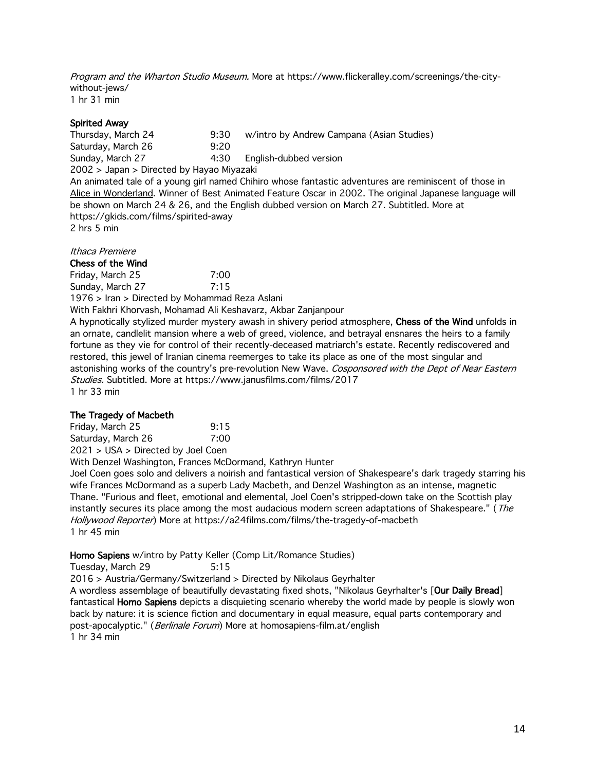*Program and the Wharton Studio Museum.* More at https://www.flickeralley.com/screenings/the-city-without-jews/
1 hr 31 min

**Spirited Away**

Thursday, March 24 9:30 w/intro by Andrew Campana (Asian Studies)
Saturday, March 26 9:20
Sunday, March 27 4:30 English-dubbed version

2002 > Japan > Directed by Hayao Miyazaki

An animated tale of a young girl named Chihiro whose fantastic adventures are reminiscent of those in Alice in Wonderland. Winner of Best Animated Feature Oscar in 2002. The original Japanese language will be shown on March 24 & 26, and the English dubbed version on March 27. Subtitled. More at https://gkids.com/films/spirited-away
2 hrs 5 min

*Ithaca Premiere*

**Chess of the Wind**

Friday, March 25 7:00
Sunday, March 27 7:15

1976 > Iran > Directed by Mohammad Reza Aslani
With Fakhri Khorvash, Mohamad Ali Keshavarz, Akbar Zanjanpour

A hypnotically stylized murder mystery awash in shivery period atmosphere, **Chess of the Wind** unfolds in an ornate, candlelit mansion where a web of greed, violence, and betrayal ensnares the heirs to a family fortune as they vie for control of their recently-deceased matriarch's estate. Recently rediscovered and restored, this jewel of Iranian cinema reemerges to take its place as one of the most singular and astonishing works of the country's pre-revolution New Wave. *Cosponsored with the Dept of Near Eastern Studies.* Subtitled. More at https://www.janusfilms.com/films/2017
1 hr 33 min

**The Tragedy of Macbeth**

Friday, March 25 9:15
Saturday, March 26 7:00

2021 > USA > Directed by Joel Coen
With Denzel Washington, Frances McDormand, Kathryn Hunter

Joel Coen goes solo and delivers a noirish and fantastical version of Shakespeare's dark tragedy starring his wife Frances McDormand as a superb Lady Macbeth, and Denzel Washington as an intense, magnetic Thane. "Furious and fleet, emotional and elemental, Joel Coen's stripped-down take on the Scottish play instantly secures its place among the most audacious modern screen adaptations of Shakespeare." (*The Hollywood Reporter*) More at https://a24films.com/films/the-tragedy-of-macbeth
1 hr 45 min

**Homo Sapiens** w/intro by Patty Keller (Comp Lit/Romance Studies)

Tuesday, March 29 5:15

2016 > Austria/Germany/Switzerland > Directed by Nikolaus Geyrhalter

A wordless assemblage of beautifully devastating fixed shots, "Nikolaus Geyrhalter's [**Our Daily Bread**] fantastical **Homo Sapiens** depicts a disquieting scenario whereby the world made by people is slowly won back by nature: it is science fiction and documentary in equal measure, equal parts contemporary and post-apocalyptic." (*Berlinale Forum*) More at homosapiens-film.at/english
1 hr 34 min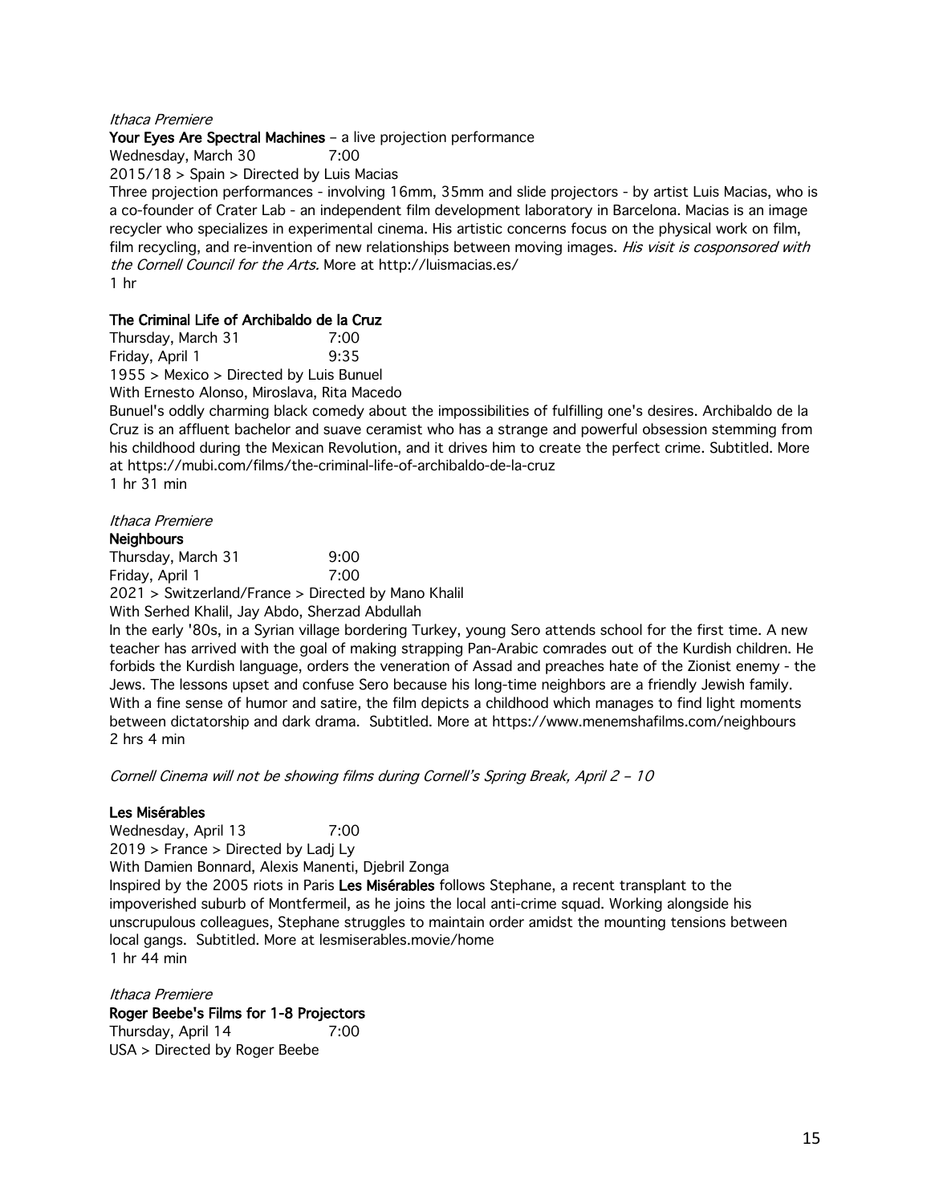*Ithaca Premiere*

**Your Eyes Are Spectral Machines** – a live projection performance

Wednesday, March 30 7:00

2015/18 > Spain > Directed by Luis Macias

Three projection performances - involving 16mm, 35mm and slide projectors - by artist Luis Macias, who is a co-founder of Crater Lab - an independent film development laboratory in Barcelona. Macias is an image recycler who specializes in experimental cinema. His artistic concerns focus on the physical work on film, film recycling, and re-invention of new relationships between moving images. *His visit is cosponsored with the Cornell Council for the Arts.* More at http://luismacias.es/

1 hr

**The Criminal Life of Archibaldo de la Cruz**

Thursday, March 31 7:00

Friday, April 1 9:35

1955 > Mexico > Directed by Luis Bunuel

With Ernesto Alonso, Miroslava, Rita Macedo

Bunuel's oddly charming black comedy about the impossibilities of fulfilling one's desires. Archibaldo de la Cruz is an affluent bachelor and suave ceramist who has a strange and powerful obsession stemming from his childhood during the Mexican Revolution, and it drives him to create the perfect crime. Subtitled. More at https://mubi.com/films/the-criminal-life-of-archibaldo-de-la-cruz

1 hr 31 min

*Ithaca Premiere*

**Neighbours**

Thursday, March 31 9:00

Friday, April 1 7:00

2021 > Switzerland/France > Directed by Mano Khalil

With Serhed Khalil, Jay Abdo, Sherzad Abdullah

In the early '80s, in a Syrian village bordering Turkey, young Sero attends school for the first time. A new teacher has arrived with the goal of making strapping Pan-Arabic comrades out of the Kurdish children. He forbids the Kurdish language, orders the veneration of Assad and preaches hate of the Zionist enemy - the Jews. The lessons upset and confuse Sero because his long-time neighbors are a friendly Jewish family. With a fine sense of humor and satire, the film depicts a childhood which manages to find light moments between dictatorship and dark drama. Subtitled. More at https://www.menemshafilms.com/neighbours

2 hrs 4 min

*Cornell Cinema will not be showing films during Cornell's Spring Break, April 2 – 10*

**Les Misérables**

Wednesday, April 13 7:00

2019 > France > Directed by Ladj Ly

With Damien Bonnard, Alexis Manenti, Djebril Zonga

Inspired by the 2005 riots in Paris **Les Misérables** follows Stephane, a recent transplant to the impoverished suburb of Montfermeil, as he joins the local anti-crime squad. Working alongside his unscrupulous colleagues, Stephane struggles to maintain order amidst the mounting tensions between local gangs. Subtitled. More at lesmiserables.movie/home

1 hr 44 min

*Ithaca Premiere*

**Roger Beebe's Films for 1-8 Projectors**

Thursday, April 14 7:00

USA > Directed by Roger Beebe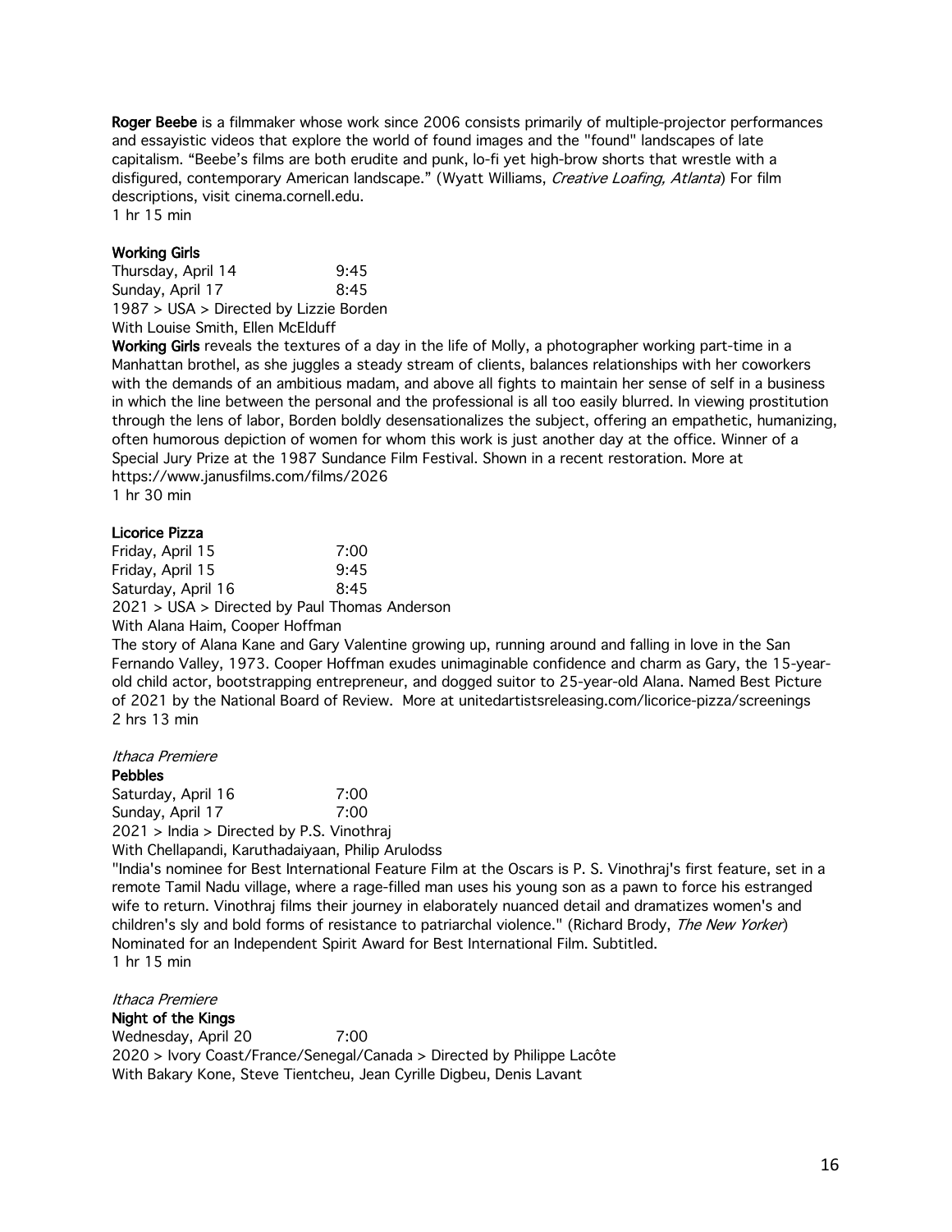**Roger Beebe** is a filmmaker whose work since 2006 consists primarily of multiple-projector performances and essayistic videos that explore the world of found images and the "found" landscapes of late capitalism. "Beebe's films are both erudite and punk, lo-fi yet high-brow shorts that wrestle with a disfigured, contemporary American landscape." (Wyatt Williams, *Creative Loafing, Atlanta*) For film descriptions, visit cinema.cornell.edu.
1 hr 15 min

**Working Girls**

Thursday, April 14 9:45
Sunday, April 17 8:45
1987 > USA > Directed by Lizzie Borden
With Louise Smith, Ellen McElduff

**Working Girls** reveals the textures of a day in the life of Molly, a photographer working part-time in a Manhattan brothel, as she juggles a steady stream of clients, balances relationships with her coworkers with the demands of an ambitious madam, and above all fights to maintain her sense of self in a business in which the line between the personal and the professional is all too easily blurred. In viewing prostitution through the lens of labor, Borden boldly desensationalizes the subject, offering an empathetic, humanizing, often humorous depiction of women for whom this work is just another day at the office. Winner of a Special Jury Prize at the 1987 Sundance Film Festival. Shown in a recent restoration. More at https://www.janusfilms.com/films/2026
1 hr 30 min

**Licorice Pizza**

Friday, April 15 7:00
Friday, April 15 9:45
Saturday, April 16 8:45
2021 > USA > Directed by Paul Thomas Anderson
With Alana Haim, Cooper Hoffman

The story of Alana Kane and Gary Valentine growing up, running around and falling in love in the San Fernando Valley, 1973. Cooper Hoffman exudes unimaginable confidence and charm as Gary, the 15-year-old child actor, bootstrapping entrepreneur, and dogged suitor to 25-year-old Alana. Named Best Picture of 2021 by the National Board of Review. More at unitedartistsreleasing.com/licorice-pizza/screenings
2 hrs 13 min

*Ithaca Premiere*
**Pebbles**

Saturday, April 16 7:00
Sunday, April 17 7:00
2021 > India > Directed by P.S. Vinothraj
With Chellapandi, Karuthadaiyaan, Philip Arulodss

"India's nominee for Best International Feature Film at the Oscars is P. S. Vinothraj's first feature, set in a remote Tamil Nadu village, where a rage-filled man uses his young son as a pawn to force his estranged wife to return. Vinothraj films their journey in elaborately nuanced detail and dramatizes women's and children's sly and bold forms of resistance to patriarchal violence." (Richard Brody, *The New Yorker*) Nominated for an Independent Spirit Award for Best International Film. Subtitled.
1 hr 15 min

*Ithaca Premiere*
**Night of the Kings**

Wednesday, April 20 7:00
2020 > Ivory Coast/France/Senegal/Canada > Directed by Philippe Lacôte
With Bakary Kone, Steve Tientcheu, Jean Cyrille Digbeu, Denis Lavant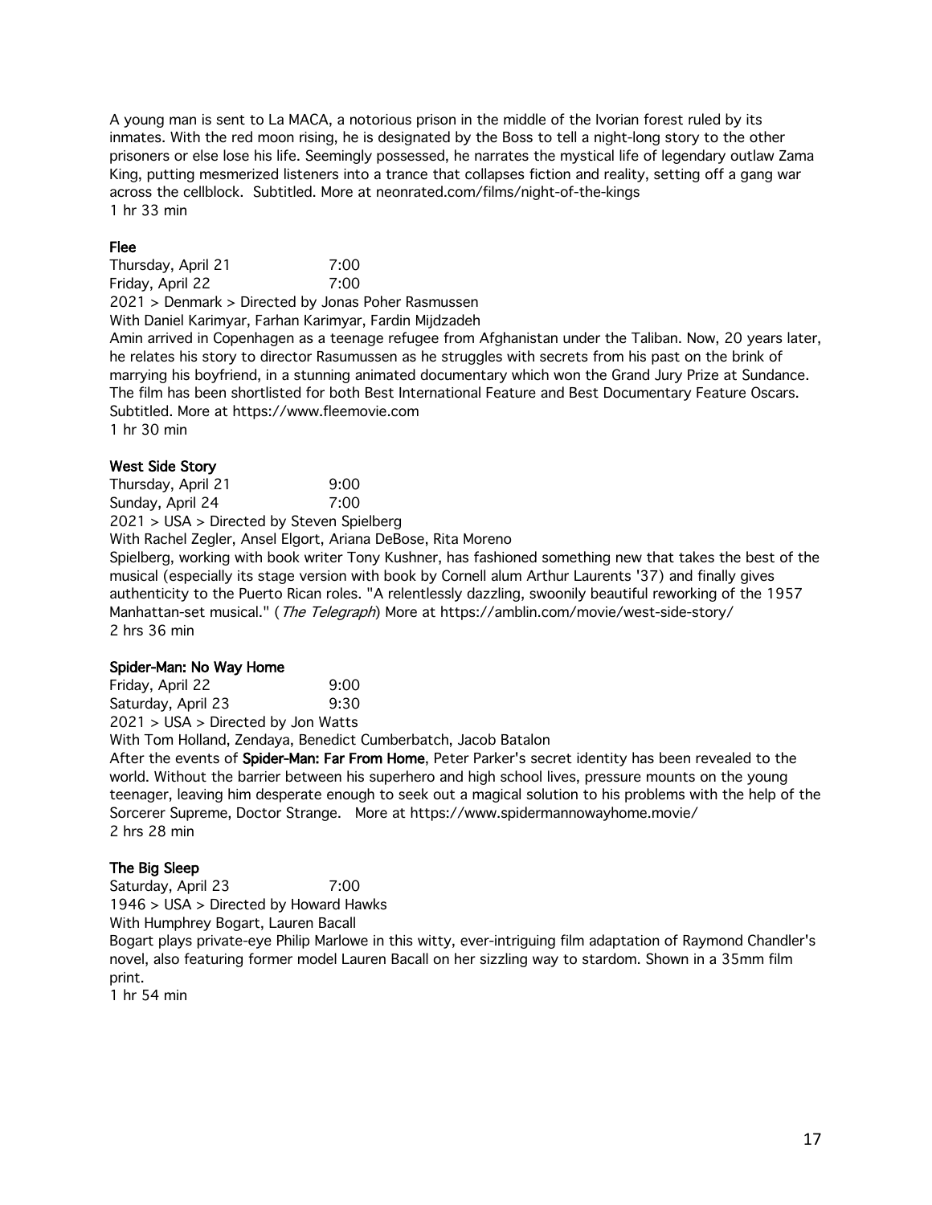A young man is sent to La MACA, a notorious prison in the middle of the Ivorian forest ruled by its inmates. With the red moon rising, he is designated by the Boss to tell a night-long story to the other prisoners or else lose his life. Seemingly possessed, he narrates the mystical life of legendary outlaw Zama King, putting mesmerized listeners into a trance that collapses fiction and reality, setting off a gang war across the cellblock. Subtitled. More at neonrated.com/films/night-of-the-kings
1 hr 33 min

### Flee

Thursday, April 21 7:00
Friday, April 22 7:00
2021 > Denmark > Directed by Jonas Poher Rasmussen
With Daniel Karimyar, Farhan Karimyar, Fardin Mijdzadeh
Amin arrived in Copenhagen as a teenage refugee from Afghanistan under the Taliban. Now, 20 years later, he relates his story to director Rasumussen as he struggles with secrets from his past on the brink of marrying his boyfriend, in a stunning animated documentary which won the Grand Jury Prize at Sundance. The film has been shortlisted for both Best International Feature and Best Documentary Feature Oscars. Subtitled. More at https://www.fleemovie.com
1 hr 30 min

### West Side Story

Thursday, April 21 9:00
Sunday, April 24 7:00
2021 > USA > Directed by Steven Spielberg
With Rachel Zegler, Ansel Elgort, Ariana DeBose, Rita Moreno
Spielberg, working with book writer Tony Kushner, has fashioned something new that takes the best of the musical (especially its stage version with book by Cornell alum Arthur Laurents '37) and finally gives authenticity to the Puerto Rican roles. "A relentlessly dazzling, swoonily beautiful reworking of the 1957 Manhattan-set musical." (*The Telegraph*) More at https://amblin.com/movie/west-side-story/
2 hrs 36 min

### Spider-Man: No Way Home

Friday, April 22 9:00
Saturday, April 23 9:30
2021 > USA > Directed by Jon Watts
With Tom Holland, Zendaya, Benedict Cumberbatch, Jacob Batalon
After the events of **Spider-Man: Far From Home**, Peter Parker's secret identity has been revealed to the world. Without the barrier between his superhero and high school lives, pressure mounts on the young teenager, leaving him desperate enough to seek out a magical solution to his problems with the help of the Sorcerer Supreme, Doctor Strange. More at https://www.spidermannowayhome.movie/
2 hrs 28 min

### The Big Sleep

Saturday, April 23 7:00
1946 > USA > Directed by Howard Hawks
With Humphrey Bogart, Lauren Bacall
Bogart plays private-eye Philip Marlowe in this witty, ever-intriguing film adaptation of Raymond Chandler's novel, also featuring former model Lauren Bacall on her sizzling way to stardom. Shown in a 35mm film print.
1 hr 54 min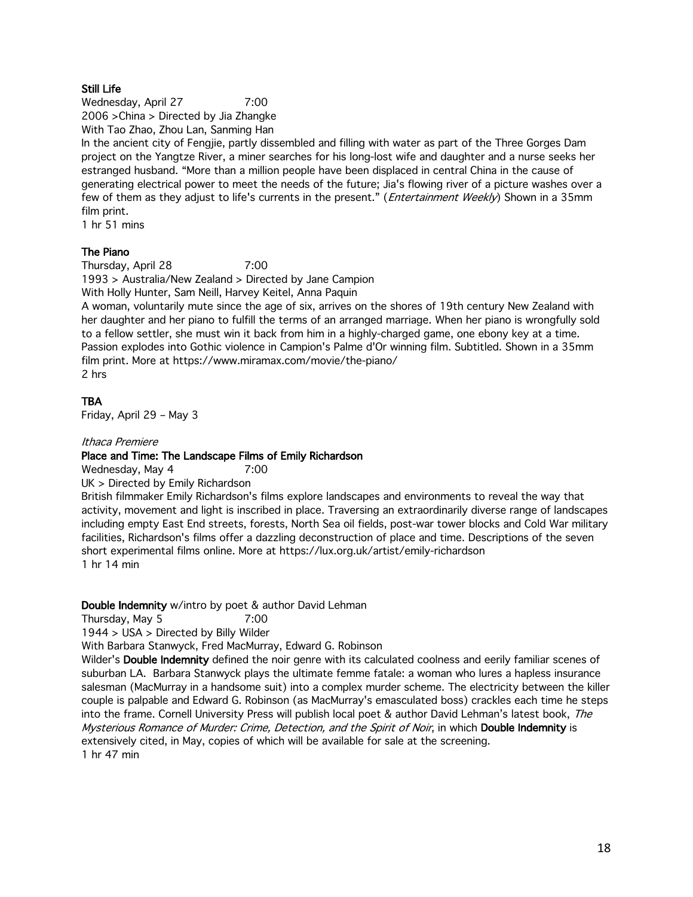**Still Life**

Wednesday, April 27 7:00

2006 >China > Directed by Jia Zhangke

With Tao Zhao, Zhou Lan, Sanming Han

In the ancient city of Fengjie, partly dissembled and filling with water as part of the Three Gorges Dam project on the Yangtze River, a miner searches for his long-lost wife and daughter and a nurse seeks her estranged husband. "More than a million people have been displaced in central China in the cause of generating electrical power to meet the needs of the future; Jia's flowing river of a picture washes over a few of them as they adjust to life's currents in the present." (*Entertainment Weekly*) Shown in a 35mm film print.

1 hr 51 mins

**The Piano**

Thursday, April 28 7:00

1993 > Australia/New Zealand > Directed by Jane Campion

With Holly Hunter, Sam Neill, Harvey Keitel, Anna Paquin

A woman, voluntarily mute since the age of six, arrives on the shores of 19th century New Zealand with her daughter and her piano to fulfill the terms of an arranged marriage. When her piano is wrongfully sold to a fellow settler, she must win it back from him in a highly-charged game, one ebony key at a time. Passion explodes into Gothic violence in Campion's Palme d'Or winning film. Subtitled. Shown in a 35mm film print. More at https://www.miramax.com/movie/the-piano/

2 hrs

**TBA**

Friday, April 29 – May 3

*Ithaca Premiere*

**Place and Time: The Landscape Films of Emily Richardson**

Wednesday, May 4 7:00

UK > Directed by Emily Richardson

British filmmaker Emily Richardson's films explore landscapes and environments to reveal the way that activity, movement and light is inscribed in place. Traversing an extraordinarily diverse range of landscapes including empty East End streets, forests, North Sea oil fields, post-war tower blocks and Cold War military facilities, Richardson's films offer a dazzling deconstruction of place and time. Descriptions of the seven short experimental films online. More at https://lux.org.uk/artist/emily-richardson

1 hr 14 min

**Double Indemnity** w/intro by poet & author David Lehman

Thursday, May 5 7:00

1944 > USA > Directed by Billy Wilder

With Barbara Stanwyck, Fred MacMurray, Edward G. Robinson

Wilder's **Double Indemnity** defined the noir genre with its calculated coolness and eerily familiar scenes of suburban LA. Barbara Stanwyck plays the ultimate femme fatale: a woman who lures a hapless insurance salesman (MacMurray in a handsome suit) into a complex murder scheme. The electricity between the killer couple is palpable and Edward G. Robinson (as MacMurray's emasculated boss) crackles each time he steps into the frame. Cornell University Press will publish local poet & author David Lehman's latest book, *The Mysterious Romance of Murder: Crime, Detection, and the Spirit of Noir*, in which **Double Indemnity** is extensively cited, in May, copies of which will be available for sale at the screening.

1 hr 47 min